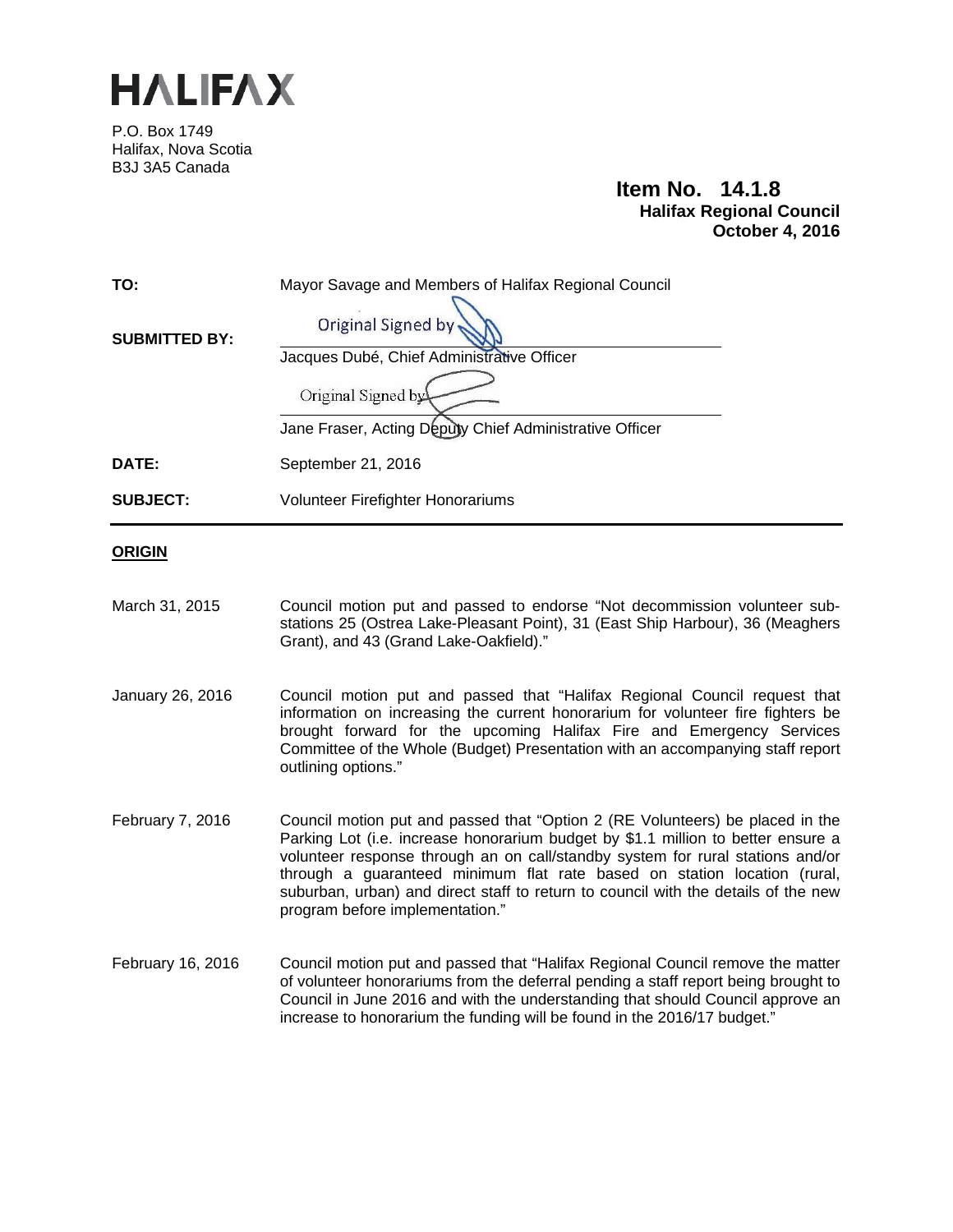# HALIFAX

P.O. Box 1749
Halifax, Nova Scotia
B3J 3A5 Canada

**Item No. 14.1.8**
**Halifax Regional Council**
**October 4, 2016**

| | |
|---|---|
| **TO:** | Mayor Savage and Members of Halifax Regional Council |
| **SUBMITTED BY:** | Original Signed by<br>Jacques Dubé, Chief Administrative Officer<br><br>Original Signed by<br>Jane Fraser, Acting Deputy Chief Administrative Officer |
| **DATE:** | September 21, 2016 |
| **SUBJECT:** | Volunteer Firefighter Honorariums |

## ORIGIN

| | |
|---|---|
| March 31, 2015 | Council motion put and passed to endorse "Not decommission volunteer sub-stations 25 (Ostrea Lake-Pleasant Point), 31 (East Ship Harbour), 36 (Meaghers Grant), and 43 (Grand Lake-Oakfield)." |
| January 26, 2016 | Council motion put and passed that "Halifax Regional Council request that information on increasing the current honorarium for volunteer fire fighters be brought forward for the upcoming Halifax Fire and Emergency Services Committee of the Whole (Budget) Presentation with an accompanying staff report outlining options." |
| February 7, 2016 | Council motion put and passed that "Option 2 (RE Volunteers) be placed in the Parking Lot (i.e. increase honorarium budget by $1.1 million to better ensure a volunteer response through an on call/standby system for rural stations and/or through a guaranteed minimum flat rate based on station location (rural, suburban, urban) and direct staff to return to council with the details of the new program before implementation." |
| February 16, 2016 | Council motion put and passed that "Halifax Regional Council remove the matter of volunteer honorariums from the deferral pending a staff report being brought to Council in June 2016 and with the understanding that should Council approve an increase to honorarium the funding will be found in the 2016/17 budget." |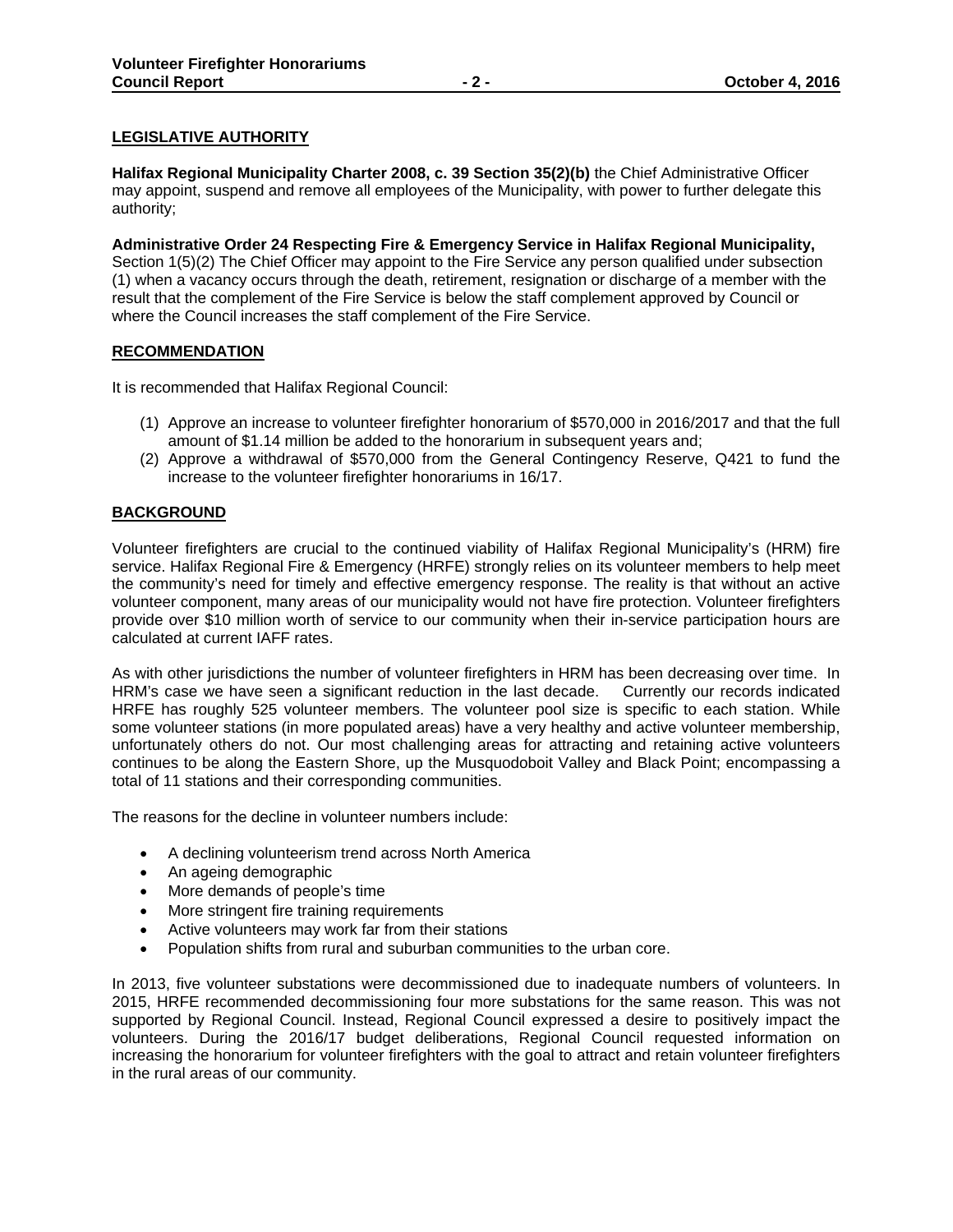## LEGISLATIVE AUTHORITY

**Halifax Regional Municipality Charter 2008, c. 39 Section 35(2)(b)** the Chief Administrative Officer may appoint, suspend and remove all employees of the Municipality, with power to further delegate this authority;

**Administrative Order 24 Respecting Fire & Emergency Service in Halifax Regional Municipality,** Section 1(5)(2) The Chief Officer may appoint to the Fire Service any person qualified under subsection (1) when a vacancy occurs through the death, retirement, resignation or discharge of a member with the result that the complement of the Fire Service is below the staff complement approved by Council or where the Council increases the staff complement of the Fire Service.

## RECOMMENDATION

It is recommended that Halifax Regional Council:

(1) Approve an increase to volunteer firefighter honorarium of $570,000 in 2016/2017 and that the full amount of $1.14 million be added to the honorarium in subsequent years and;

(2) Approve a withdrawal of $570,000 from the General Contingency Reserve, Q421 to fund the increase to the volunteer firefighter honorariums in 16/17.

## BACKGROUND

Volunteer firefighters are crucial to the continued viability of Halifax Regional Municipality's (HRM) fire service. Halifax Regional Fire & Emergency (HRFE) strongly relies on its volunteer members to help meet the community's need for timely and effective emergency response. The reality is that without an active volunteer component, many areas of our municipality would not have fire protection. Volunteer firefighters provide over $10 million worth of service to our community when their in-service participation hours are calculated at current IAFF rates.

As with other jurisdictions the number of volunteer firefighters in HRM has been decreasing over time. In HRM's case we have seen a significant reduction in the last decade. Currently our records indicated HRFE has roughly 525 volunteer members. The volunteer pool size is specific to each station. While some volunteer stations (in more populated areas) have a very healthy and active volunteer membership, unfortunately others do not. Our most challenging areas for attracting and retaining active volunteers continues to be along the Eastern Shore, up the Musquodoboit Valley and Black Point; encompassing a total of 11 stations and their corresponding communities.

The reasons for the decline in volunteer numbers include:

- A declining volunteerism trend across North America
- An ageing demographic
- More demands of people's time
- More stringent fire training requirements
- Active volunteers may work far from their stations
- Population shifts from rural and suburban communities to the urban core.

In 2013, five volunteer substations were decommissioned due to inadequate numbers of volunteers. In 2015, HRFE recommended decommissioning four more substations for the same reason. This was not supported by Regional Council. Instead, Regional Council expressed a desire to positively impact the volunteers. During the 2016/17 budget deliberations, Regional Council requested information on increasing the honorarium for volunteer firefighters with the goal to attract and retain volunteer firefighters in the rural areas of our community.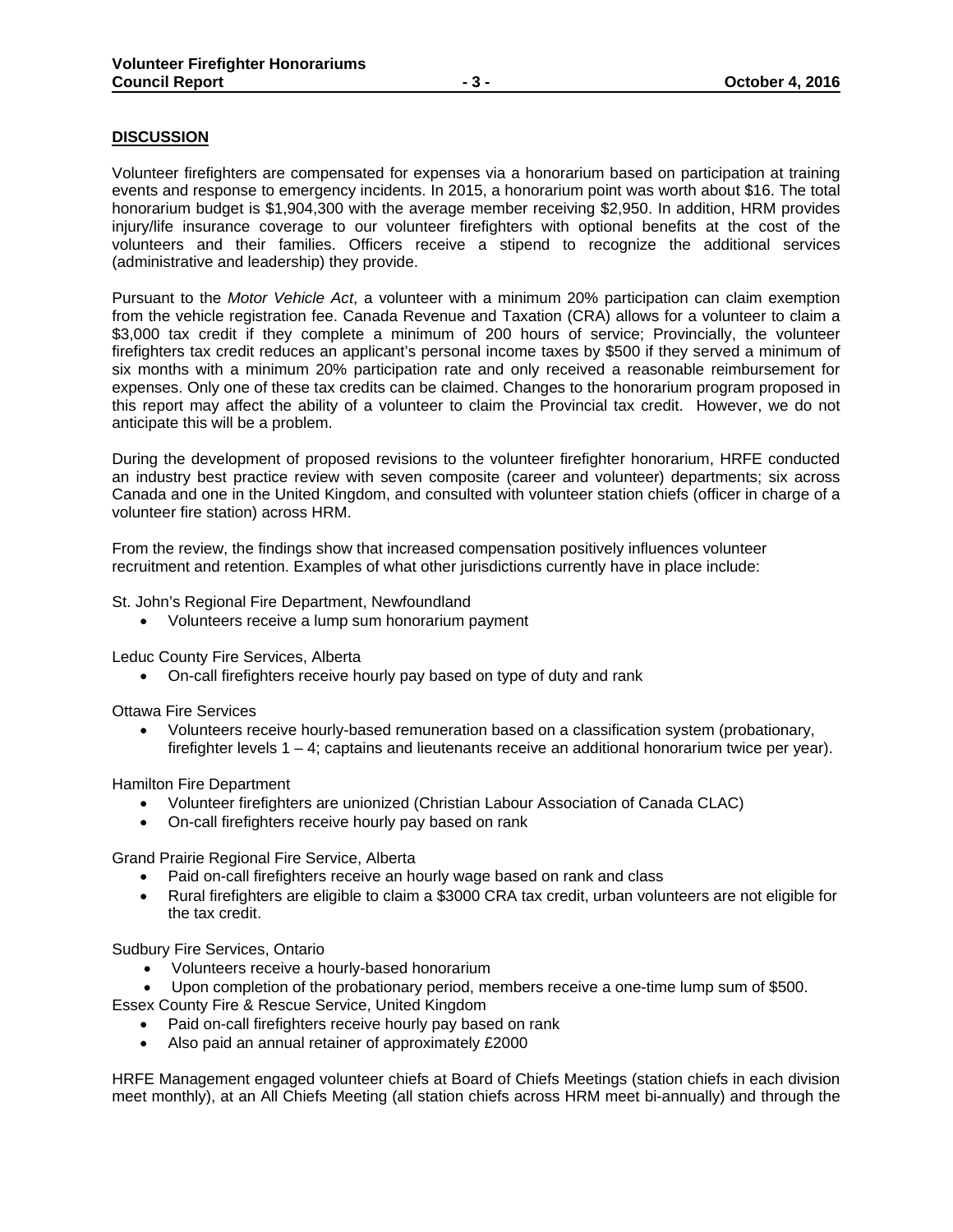**DISCUSSION**

Volunteer firefighters are compensated for expenses via a honorarium based on participation at training events and response to emergency incidents. In 2015, a honorarium point was worth about $16. The total honorarium budget is $1,904,300 with the average member receiving $2,950. In addition, HRM provides injury/life insurance coverage to our volunteer firefighters with optional benefits at the cost of the volunteers and their families. Officers receive a stipend to recognize the additional services (administrative and leadership) they provide.

Pursuant to the *Motor Vehicle Act*, a volunteer with a minimum 20% participation can claim exemption from the vehicle registration fee. Canada Revenue and Taxation (CRA) allows for a volunteer to claim a $3,000 tax credit if they complete a minimum of 200 hours of service; Provincially, the volunteer firefighters tax credit reduces an applicant's personal income taxes by $500 if they served a minimum of six months with a minimum 20% participation rate and only received a reasonable reimbursement for expenses. Only one of these tax credits can be claimed. Changes to the honorarium program proposed in this report may affect the ability of a volunteer to claim the Provincial tax credit. However, we do not anticipate this will be a problem.

During the development of proposed revisions to the volunteer firefighter honorarium, HRFE conducted an industry best practice review with seven composite (career and volunteer) departments; six across Canada and one in the United Kingdom, and consulted with volunteer station chiefs (officer in charge of a volunteer fire station) across HRM.

From the review, the findings show that increased compensation positively influences volunteer recruitment and retention. Examples of what other jurisdictions currently have in place include:

St. John's Regional Fire Department, Newfoundland

- Volunteers receive a lump sum honorarium payment

Leduc County Fire Services, Alberta

- On-call firefighters receive hourly pay based on type of duty and rank

Ottawa Fire Services

- Volunteers receive hourly-based remuneration based on a classification system (probationary, firefighter levels 1 – 4; captains and lieutenants receive an additional honorarium twice per year).

Hamilton Fire Department

- Volunteer firefighters are unionized (Christian Labour Association of Canada CLAC)
- On-call firefighters receive hourly pay based on rank

Grand Prairie Regional Fire Service, Alberta

- Paid on-call firefighters receive an hourly wage based on rank and class
- Rural firefighters are eligible to claim a $3000 CRA tax credit, urban volunteers are not eligible for the tax credit.

Sudbury Fire Services, Ontario

- Volunteers receive a hourly-based honorarium
- Upon completion of the probationary period, members receive a one-time lump sum of $500.

Essex County Fire & Rescue Service, United Kingdom

- Paid on-call firefighters receive hourly pay based on rank
- Also paid an annual retainer of approximately £2000

HRFE Management engaged volunteer chiefs at Board of Chiefs Meetings (station chiefs in each division meet monthly), at an All Chiefs Meeting (all station chiefs across HRM meet bi-annually) and through the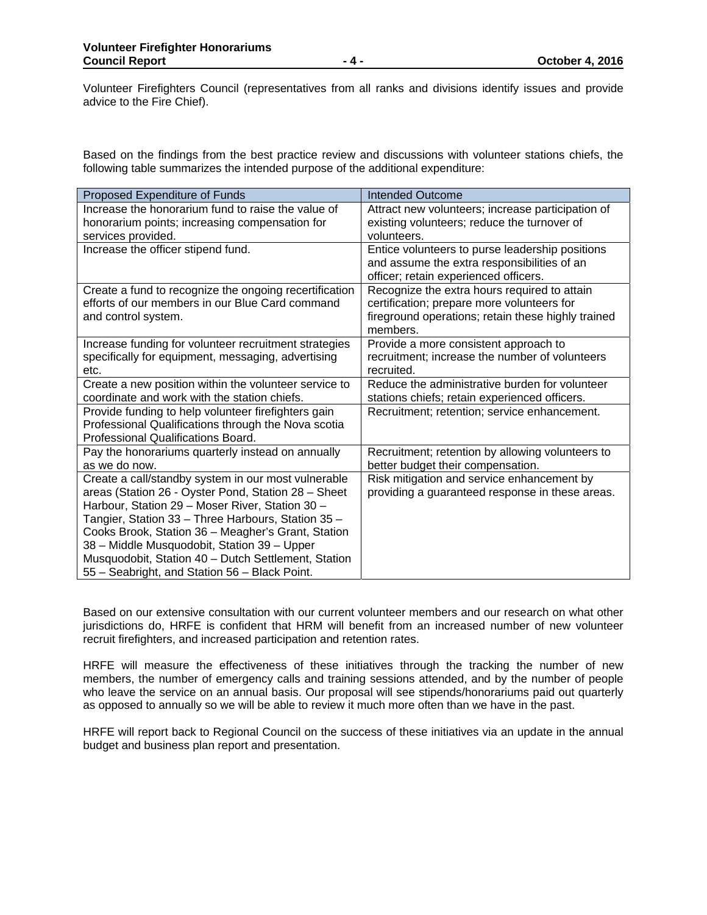Volunteer Firefighters Council (representatives from all ranks and divisions identify issues and provide advice to the Fire Chief).

Based on the findings from the best practice review and discussions with volunteer stations chiefs, the following table summarizes the intended purpose of the additional expenditure:

| Proposed Expenditure of Funds | Intended Outcome |
|---|---|
| Increase the honorarium fund to raise the value of honorarium points; increasing compensation for services provided. | Attract new volunteers; increase participation of existing volunteers; reduce the turnover of volunteers. |
| Increase the officer stipend fund. | Entice volunteers to purse leadership positions and assume the extra responsibilities of an officer; retain experienced officers. |
| Create a fund to recognize the ongoing recertification efforts of our members in our Blue Card command and control system. | Recognize the extra hours required to attain certification; prepare more volunteers for fireground operations; retain these highly trained members. |
| Increase funding for volunteer recruitment strategies specifically for equipment, messaging, advertising etc. | Provide a more consistent approach to recruitment; increase the number of volunteers recruited. |
| Create a new position within the volunteer service to coordinate and work with the station chiefs. | Reduce the administrative burden for volunteer stations chiefs; retain experienced officers. |
| Provide funding to help volunteer firefighters gain Professional Qualifications through the Nova scotia Professional Qualifications Board. | Recruitment; retention; service enhancement. |
| Pay the honorariums quarterly instead on annually as we do now. | Recruitment; retention by allowing volunteers to better budget their compensation. |
| Create a call/standby system in our most vulnerable areas (Station 26 - Oyster Pond, Station 28 – Sheet Harbour, Station 29 – Moser River, Station 30 – Tangier, Station 33 – Three Harbours, Station 35 – Cooks Brook, Station 36 – Meagher's Grant, Station 38 – Middle Musquodobit, Station 39 – Upper Musquodobit, Station 40 – Dutch Settlement, Station 55 – Seabright, and Station 56 – Black Point. | Risk mitigation and service enhancement by providing a guaranteed response in these areas. |

Based on our extensive consultation with our current volunteer members and our research on what other jurisdictions do, HRFE is confident that HRM will benefit from an increased number of new volunteer recruit firefighters, and increased participation and retention rates.

HRFE will measure the effectiveness of these initiatives through the tracking the number of new members, the number of emergency calls and training sessions attended, and by the number of people who leave the service on an annual basis. Our proposal will see stipends/honorariums paid out quarterly as opposed to annually so we will be able to review it much more often than we have in the past.

HRFE will report back to Regional Council on the success of these initiatives via an update in the annual budget and business plan report and presentation.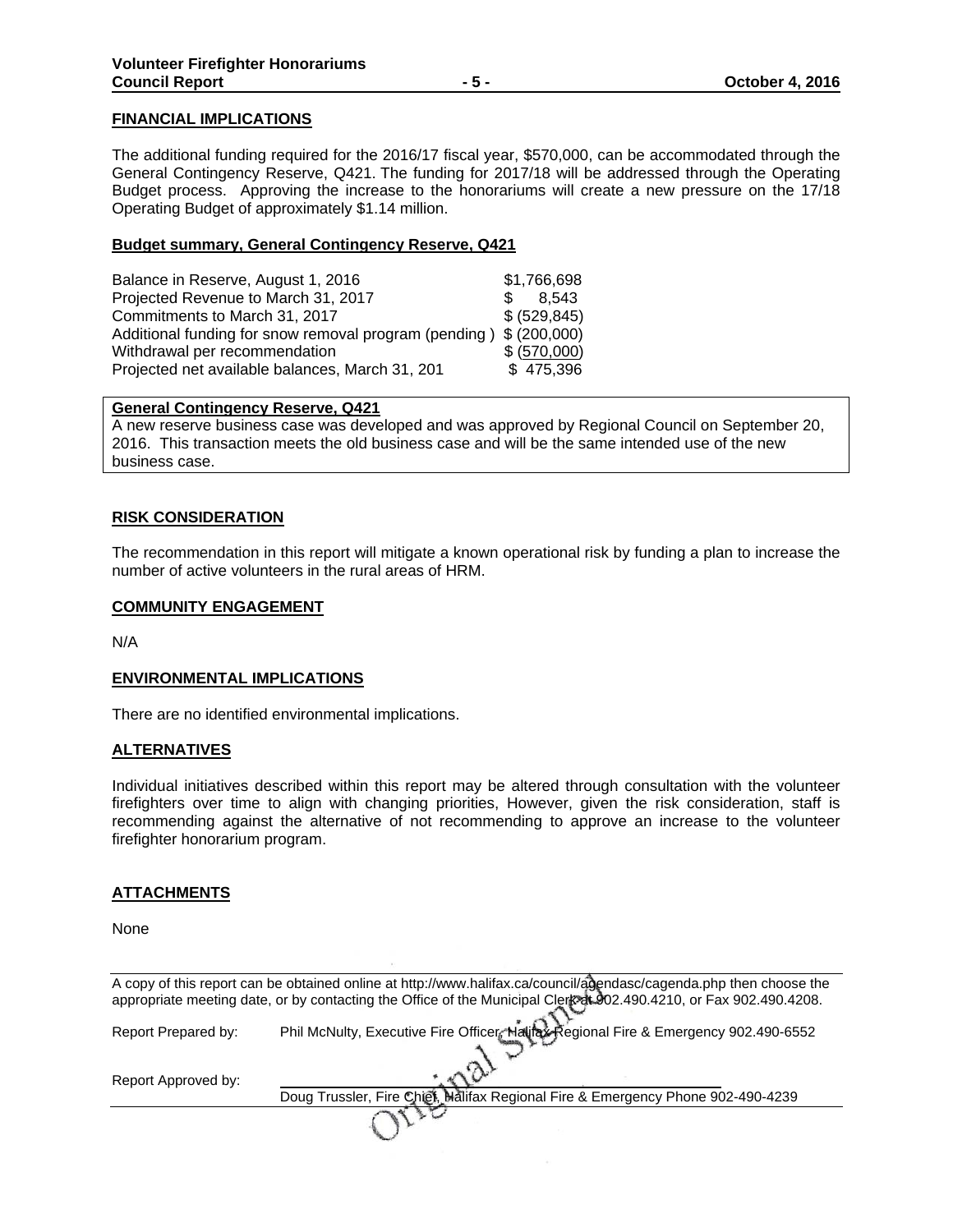## FINANCIAL IMPLICATIONS

The additional funding required for the 2016/17 fiscal year, $570,000, can be accommodated through the General Contingency Reserve, Q421. The funding for 2017/18 will be addressed through the Operating Budget process. Approving the increase to the honorariums will create a new pressure on the 17/18 Operating Budget of approximately $1.14 million.

### Budget summary, General Contingency Reserve, Q421

| | |
|---|---|
| Balance in Reserve, August 1, 2016 | $1,766,698 |
| Projected Revenue to March 31, 2017 | $ 8,543 |
| Commitments to March 31, 2017 | $ (529,845) |
| Additional funding for snow removal program (pending ) | $ (200,000) |
| Withdrawal per recommendation | $ (570,000) |
| Projected net available balances, March 31, 201 | $ 475,396 |

**General Contingency Reserve, Q421**

A new reserve business case was developed and was approved by Regional Council on September 20, 2016. This transaction meets the old business case and will be the same intended use of the new business case.

## RISK CONSIDERATION

The recommendation in this report will mitigate a known operational risk by funding a plan to increase the number of active volunteers in the rural areas of HRM.

## COMMUNITY ENGAGEMENT

N/A

## ENVIRONMENTAL IMPLICATIONS

There are no identified environmental implications.

## ALTERNATIVES

Individual initiatives described within this report may be altered through consultation with the volunteer firefighters over time to align with changing priorities, However, given the risk consideration, staff is recommending against the alternative of not recommending to approve an increase to the volunteer firefighter honorarium program.

## ATTACHMENTS

None

A copy of this report can be obtained online at http://www.halifax.ca/council/agendasc/cagenda.php then choose the appropriate meeting date, or by contacting the Office of the Municipal Clerk at 902.490.4210, or Fax 902.490.4208.

Report Prepared by: Phil McNulty, Executive Fire Officer, Halifax Regional Fire & Emergency 902.490-6552

Report Approved by: Original Signed

Doug Trussler, Fire Chief, Halifax Regional Fire & Emergency Phone 902-490-4239